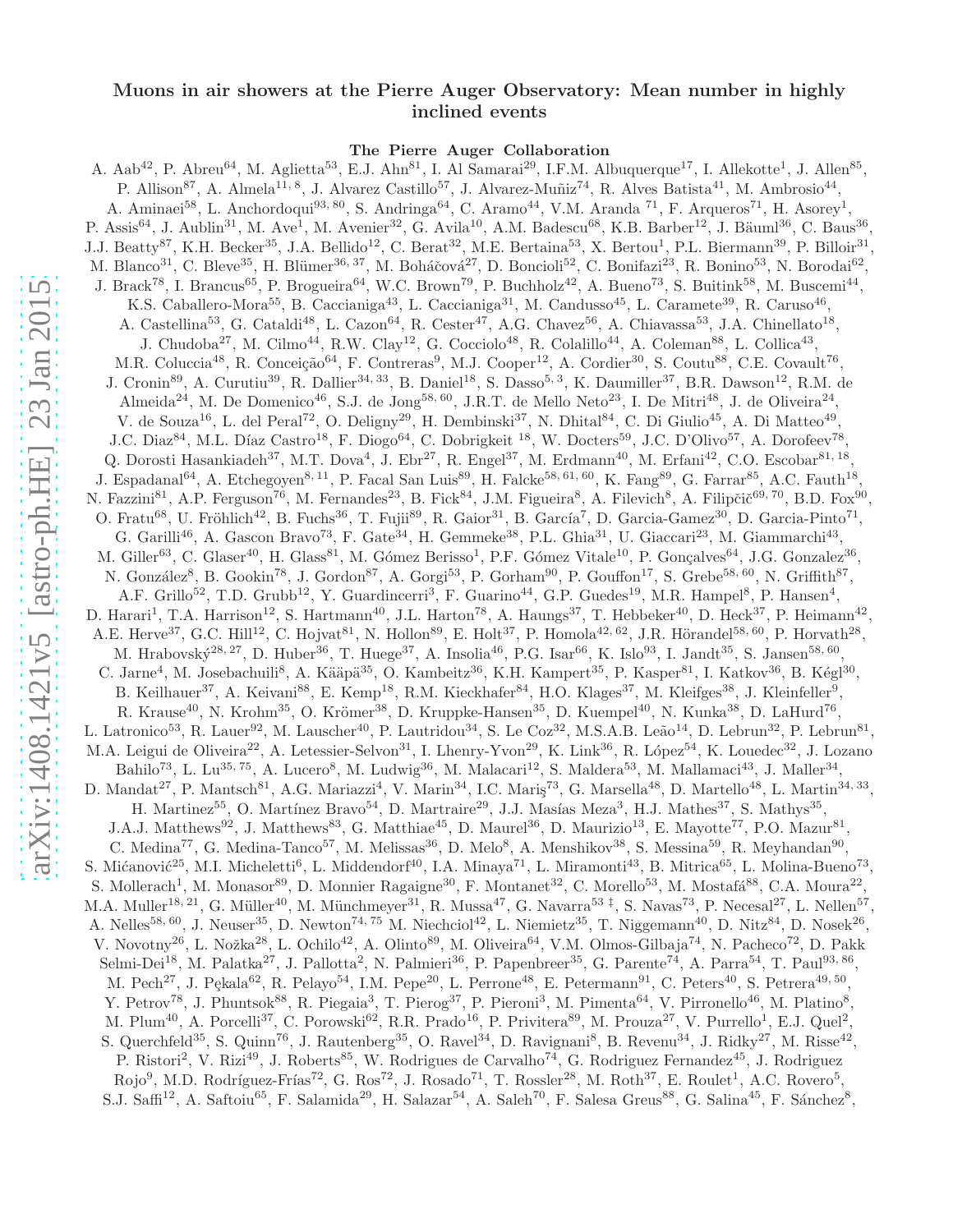# Muons in air showers at the Pierre Auger Observatory: Mean number in highly inclined events

**The Pierre Auger Collaboration**

A. Aab[42], P. Abreu[64], M. Aglietta[53], E.J. Ahn[81], I. Al Samarai[29], I.F.M. Albuquerque[17], I. Allekotte[1], J. Allen[85], P. Allison[87], A. Almela[11, 8], J. Alvarez Castillo[57], J. Alvarez-Muñiz[74], R. Alves Batista[41], M. Ambrosio[44], A. Aminaei[58], L. Anchordoqui[93, 80], S. Andringa[64], C. Aramo[44], V.M. Aranda [71], F. Arqueros[71], H. Asorey[1], P. Assis[64], J. Aublin[31], M. Ave[1], M. Avenier[32], G. Avila[10], A.M. Badescu[68], K.B. Barber[12], J. Bäuml[36], C. Baus[36], J.J. Beatty[87], K.H. Becker[35], J.A. Bellido[12], C. Berat[32], M.E. Bertaina[53], X. Bertou[1], P.L. Biermann[39], P. Billoir[31], M. Blanco[31], C. Bleve[35], H. Blümer[36, 37], M. Boháčová[27], D. Boncioli[52], C. Bonifazi[23], R. Bonino[53], N. Borodai[62], J. Brack[78], I. Brancus[65], P. Brogueira[64], W.C. Brown[79], P. Buchholz[42], A. Bueno[73], S. Buitink[58], M. Buscemi[44], K.S. Caballero-Mora[55], B. Caccianiga[43], L. Caccianiga[31], M. Candusso[45], L. Caramete[39], R. Caruso[46], A. Castellina[53], G. Cataldi[48], L. Cazon[64], R. Cester[47], A.G. Chavez[56], A. Chiavassa[53], J.A. Chinellato[18], J. Chudoba[27], M. Cilmo[44], R.W. Clay[12], G. Cocciolo[48], R. Colalillo[44], A. Coleman[88], L. Collica[43], M.R. Coluccia[48], R. Conceição[64], F. Contreras[9], M.J. Cooper[12], A. Cordier[30], S. Coutu[88], C.E. Covault[76], J. Cronin[89], A. Curutiu[39], R. Dallier[34, 33], B. Daniel[18], S. Dasso[5, 3], K. Daumiller[37], B.R. Dawson[12], R.M. de Almeida[24], M. De Domenico[46], S.J. de Jong[58, 60], J.R.T. de Mello Neto[23], I. De Mitri[48], J. de Oliveira[24], V. de Souza[16], L. del Peral[72], O. Deligny[29], H. Dembinski[37], N. Dhital[84], C. Di Giulio[45], A. Di Matteo[49], J.C. Diaz[84], M.L. Díaz Castro[18], F. Diogo[64], C. Dobrigkeit [18], W. Docters[59], J.C. D'Olivo[57], A. Dorofeev[78], Q. Dorosti Hasankiadeh[37], M.T. Dova[4], J. Ebr[27], R. Engel[37], M. Erdmann[40], M. Erfani[42], C.O. Escobar[81, 18], J. Espadanal[64], A. Etchegoyen[8, 11], P. Facal San Luis[89], H. Falcke[58, 61, 60], K. Fang[89], G. Farrar[85], A.C. Fauth[18], N. Fazzini[81], A.P. Ferguson[76], M. Fernandes[23], B. Fick[84], J.M. Figueira[8], A. Filevich[8], A. Filipčič[69, 70], B.D. Fox[90], O. Fratu[68], U. Fröhlich[42], B. Fuchs[36], T. Fujii[89], R. Gaior[31], B. García[7], D. Garcia-Gamez[30], D. Garcia-Pinto[71], G. Garilli[46], A. Gascon Bravo[73], F. Gate[34], H. Gemmeke[38], P.L. Ghia[31], U. Giaccari[23], M. Giammarchi[43], M. Giller[63], C. Glaser[40], H. Glass[81], M. Gómez Berisso[1], P.F. Gómez Vitale[10], P. Gonçalves[64], J.G. Gonzalez[36], N. González[8], B. Gookin[78], J. Gordon[87], A. Gorgi[53], P. Gorham[90], P. Gouffon[17], S. Grebe[58, 60], N. Griffith[87], A.F. Grillo[52], T.D. Grubb[12], Y. Guardincerri[3], F. Guarino[44], G.P. Guedes[19], M.R. Hampel[8], P. Hansen[4], D. Harari[1], T.A. Harrison[12], S. Hartmann[40], J.L. Harton[78], A. Haungs[37], T. Hebbeker[40], D. Heck[37], P. Heimann[42], A.E. Herve[37], G.C. Hill[12], C. Hojvat[81], N. Hollon[89], E. Holt[37], P. Homola[42, 62], J.R. Hörandel[58, 60], P. Horvath[28], M. Hrabovský[28, 27], D. Huber[36], T. Huege[37], A. Insolia[46], P.G. Isar[66], K. Islo[93], I. Jandt[35], S. Jansen[58, 60], C. Jarne[4], M. Josebachuili[8], A. Kääpä[35], O. Kambeitz[36], K.H. Kampert[35], P. Kasper[81], I. Katkov[36], B. Kégl[30], B. Keilhauer[37], A. Keivani[88], E. Kemp[18], R.M. Kieckhafer[84], H.O. Klages[37], M. Kleifges[38], J. Kleinfeller[9], R. Krause[40], N. Krohm[35], O. Krömer[38], D. Kruppke-Hansen[35], D. Kuempel[40], N. Kunka[38], D. LaHurd[76], L. Latronico[53], R. Lauer[92], M. Lauscher[40], P. Lautridou[34], S. Le Coz[32], M.S.A.B. Leão[14], D. Lebrun[32], P. Lebrun[81], M.A. Leigui de Oliveira[22], A. Letessier-Selvon[31], I. Lhenry-Yvon[29], K. Link[36], R. López[54], K. Louedec[32], J. Lozano Bahilo[73], L. Lu[35, 75], A. Lucero[8], M. Ludwig[36], M. Malacari[12], S. Maldera[53], M. Mallamaci[43], J. Maller[34], D. Mandat[27], P. Mantsch[81], A.G. Mariazzi[4], V. Marin[34], I.C. Mariş[73], G. Marsella[48], D. Martello[48], L. Martin[34, 33], H. Martinez[55], O. Martínez Bravo[54], D. Martraire[29], J.J. Masías Meza[3], H.J. Mathes[37], S. Mathys[35], J.A.J. Matthews[92], J. Matthews[83], G. Matthiae[45], D. Maurel[36], D. Maurizio[13], E. Mayotte[77], P.O. Mazur[81], C. Medina[77], G. Medina-Tanco[57], M. Melissas[36], D. Melo[8], A. Menshikov[38], S. Messina[59], R. Meyhandan[90], S. Mićanović[25], M.I. Micheletti[6], L. Middendorf[40], I.A. Minaya[71], L. Miramonti[43], B. Mitrica[65], L. Molina-Bueno[73], S. Mollerach[1], M. Monasor[89], D. Monnier Ragaigne[30], F. Montanet[32], C. Morello[53], M. Mostafá[88], C.A. Moura[22], M.A. Muller[18, 21], G. Müller[40], M. Münchmeyer[31], R. Mussa[47], G. Navarra[53 ‡], S. Navas[73], P. Necesal[27], L. Nellen[57], A. Nelles[58, 60], J. Neuser[35], D. Newton[74, 75], M. Niechciol[42], L. Niemietz[35], T. Niggemann[40], D. Nitz[84], D. Nosek[26], V. Novotny[26], L. Nožka[28], L. Ochilo[42], A. Olinto[89], M. Oliveira[64], V.M. Olmos-Gilbaja[74], N. Pacheco[72], D. Pakk Selmi-Dei[18], M. Palatka[27], J. Pallotta[2], N. Palmieri[36], P. Papenbreer[35], G. Parente[74], A. Parra[54], T. Paul[93, 86], M. Pech[27], J. Pękala[62], R. Pelayo[54], I.M. Pepe[20], L. Perrone[48], E. Petermann[91], C. Peters[40], S. Petrera[49, 50], Y. Petrov[78], J. Phuntsok[88], R. Piegaia[3], T. Pierog[37], P. Pieroni[3], M. Pimenta[64], V. Pirronello[46], M. Platino[8], M. Plum[40], A. Porcelli[37], C. Porowski[62], R.R. Prado[16], P. Privitera[89], M. Prouza[27], V. Purrello[1], E.J. Quel[2], S. Querchfeld[35], S. Quinn[76], J. Rautenberg[35], O. Ravel[34], D. Ravignani[8], B. Revenu[34], J. Ridky[27], M. Risse[42], P. Ristori[2], V. Rizi[49], J. Roberts[85], W. Rodrigues de Carvalho[74], G. Rodriguez Fernandez[45], J. Rodriguez Rojo[9], M.D. Rodríguez-Frías[72], G. Ros[72], J. Rosado[71], T. Rossler[28], M. Roth[37], E. Roulet[1], A.C. Rovero[5], S.J. Saffi[12], A. Saftoiu[65], F. Salamida[29], H. Salazar[54], A. Saleh[70], F. Salesa Greus[88], G. Salina[45], F. Sánchez[8],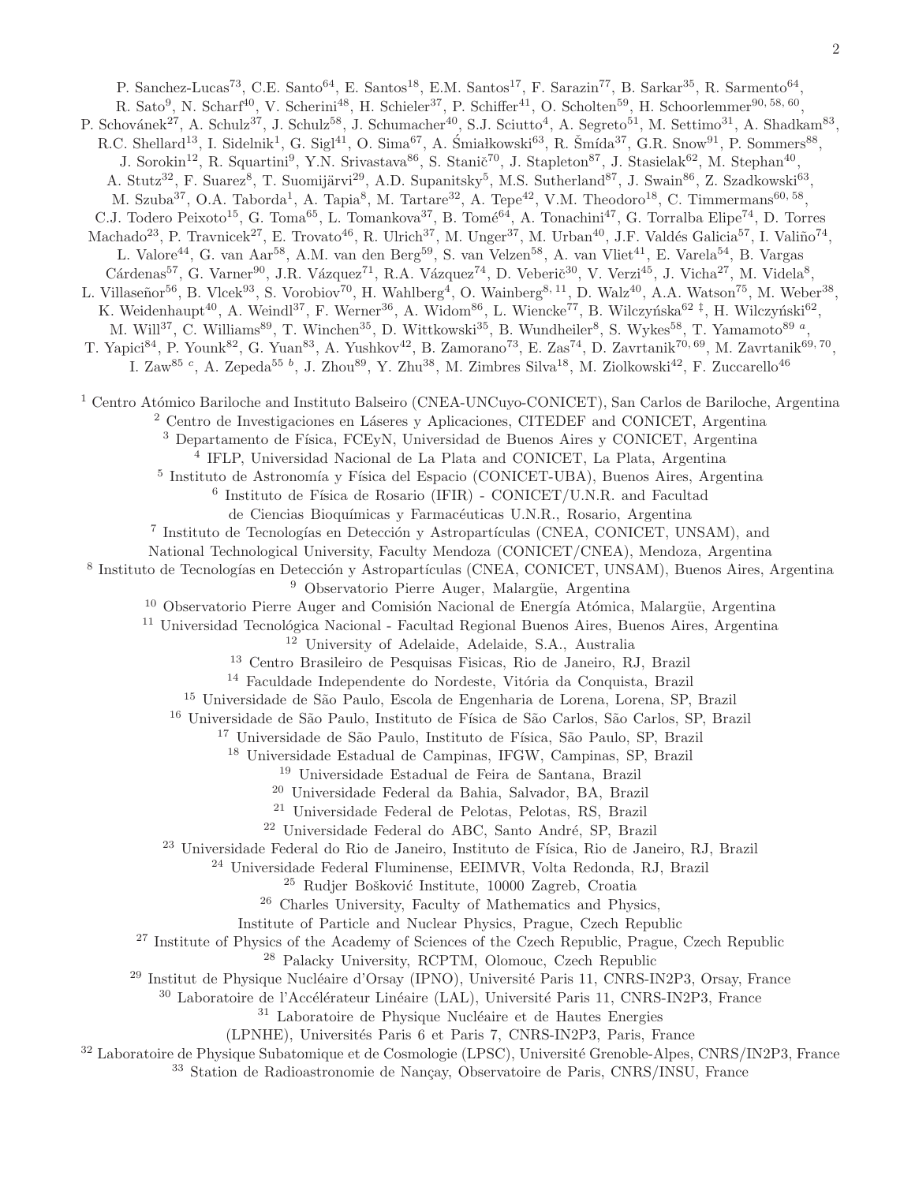P. Sanchez-Lucas[73], C.E. Santo[64], E. Santos[18], E.M. Santos[17], F. Sarazin[77], B. Sarkar[35], R. Sarmento[64], R. Sato[9], N. Scharf[40], V. Scherini[48], H. Schieler[37], P. Schiffer[41], O. Scholten[59], H. Schoorlemmer[90, 58, 60], P. Schovánek[27], A. Schulz[37], J. Schulz[58], J. Schumacher[40], S.J. Sciutto[4], A. Segreto[51], M. Settimo[31], A. Shadkam[83], R.C. Shellard[13], I. Sidelnik[1], G. Sigl[41], O. Sima[67], A. Śmiałkowski[63], R. Šmída[37], G.R. Snow[91], P. Sommers[88], J. Sorokin[12], R. Squartini[9], Y.N. Srivastava[86], S. Stanič[70], J. Stapleton[87], J. Stasielak[62], M. Stephan[40], A. Stutz[32], F. Suarez[8], T. Suomijärvi[29], A.D. Supanitsky[5], M.S. Sutherland[87], J. Swain[86], Z. Szadkowski[63], M. Szuba[37], O.A. Taborda[1], A. Tapia[8], M. Tartare[32], A. Tepe[42], V.M. Theodoro[18], C. Timmermans[60, 58], C.J. Todero Peixoto[15], G. Toma[65], L. Tomankova[37], B. Tomé[64], A. Tonachini[47], G. Torralba Elipe[74], D. Torres Machado[23], P. Travnicek[27], E. Trovato[46], R. Ulrich[37], M. Unger[37], M. Urban[40], J.F. Valdés Galicia[57], I. Valiño[74], L. Valore[44], G. van Aar[58], A.M. van den Berg[59], S. van Velzen[58], A. van Vliet[41], E. Varela[54], B. Vargas Cárdenas[57], G. Varner[90], J.R. Vázquez[71], R.A. Vázquez[74], D. Veberič[30], V. Verzi[45], J. Vicha[27], M. Videla[8], L. Villaseñor[56], B. Vlcek[93], S. Vorobiov[70], H. Wahlberg[4], O. Wainberg[8, 11], D. Walz[40], A.A. Watson[75], M. Weber[38], K. Weidenhaupt[40], A. Weindl[37], F. Werner[36], A. Widom[86], L. Wiencke[77], B. Wilczyńska[62 ‡], H. Wilczyński[62], M. Will[37], C. Williams[89], T. Winchen[35], D. Wittkowski[35], B. Wundheiler[8], S. Wykes[58], T. Yamamoto[89 a], T. Yapici[84], P. Younk[82], G. Yuan[83], A. Yushkov[42], B. Zamorano[73], E. Zas[74], D. Zavrtanik[70, 69], M. Zavrtanik[69, 70], I. Zaw[85 c], A. Zepeda[55 b], J. Zhou[89], Y. Zhu[38], M. Zimbres Silva[18], M. Ziolkowski[42], F. Zuccarello[46]

[1] Centro Atómico Bariloche and Instituto Balseiro (CNEA-UNCuyo-CONICET), San Carlos de Bariloche, Argentina
[2] Centro de Investigaciones en Láseres y Aplicaciones, CITEDEF and CONICET, Argentina
[3] Departamento de Física, FCEyN, Universidad de Buenos Aires y CONICET, Argentina
[4] IFLP, Universidad Nacional de La Plata and CONICET, La Plata, Argentina
[5] Instituto de Astronomía y Física del Espacio (CONICET-UBA), Buenos Aires, Argentina
[6] Instituto de Física de Rosario (IFIR) - CONICET/U.N.R. and Facultad de Ciencias Bioquímicas y Farmacéuticas U.N.R., Rosario, Argentina
[7] Instituto de Tecnologías en Detección y Astropartículas (CNEA, CONICET, UNSAM), and National Technological University, Faculty Mendoza (CONICET/CNEA), Mendoza, Argentina
[8] Instituto de Tecnologías en Detección y Astropartículas (CNEA, CONICET, UNSAM), Buenos Aires, Argentina
[9] Observatorio Pierre Auger, Malargüe, Argentina
[10] Observatorio Pierre Auger and Comisión Nacional de Energía Atómica, Malargüe, Argentina
[11] Universidad Tecnológica Nacional - Facultad Regional Buenos Aires, Buenos Aires, Argentina
[12] University of Adelaide, Adelaide, S.A., Australia
[13] Centro Brasileiro de Pesquisas Fisicas, Rio de Janeiro, RJ, Brazil
[14] Faculdade Independente do Nordeste, Vitória da Conquista, Brazil
[15] Universidade de São Paulo, Escola de Engenharia de Lorena, Lorena, SP, Brazil
[16] Universidade de São Paulo, Instituto de Física de São Carlos, São Carlos, SP, Brazil
[17] Universidade de São Paulo, Instituto de Física, São Paulo, SP, Brazil
[18] Universidade Estadual de Campinas, IFGW, Campinas, SP, Brazil
[19] Universidade Estadual de Feira de Santana, Brazil
[20] Universidade Federal da Bahia, Salvador, BA, Brazil
[21] Universidade Federal de Pelotas, Pelotas, RS, Brazil
[22] Universidade Federal do ABC, Santo André, SP, Brazil
[23] Universidade Federal do Rio de Janeiro, Instituto de Física, Rio de Janeiro, RJ, Brazil
[24] Universidade Federal Fluminense, EEIMVR, Volta Redonda, RJ, Brazil
[25] Rudjer Bošković Institute, 10000 Zagreb, Croatia
[26] Charles University, Faculty of Mathematics and Physics, Institute of Particle and Nuclear Physics, Prague, Czech Republic
[27] Institute of Physics of the Academy of Sciences of the Czech Republic, Prague, Czech Republic
[28] Palacky University, RCPTM, Olomouc, Czech Republic
[29] Institut de Physique Nucléaire d'Orsay (IPNO), Université Paris 11, CNRS-IN2P3, Orsay, France
[30] Laboratoire de l'Accélérateur Linéaire (LAL), Université Paris 11, CNRS-IN2P3, France
[31] Laboratoire de Physique Nucléaire et de Hautes Energies (LPNHE), Universités Paris 6 et Paris 7, CNRS-IN2P3, Paris, France
[32] Laboratoire de Physique Subatomique et de Cosmologie (LPSC), Université Grenoble-Alpes, CNRS/IN2P3, France
[33] Station de Radioastronomie de Nançay, Observatoire de Paris, CNRS/INSU, France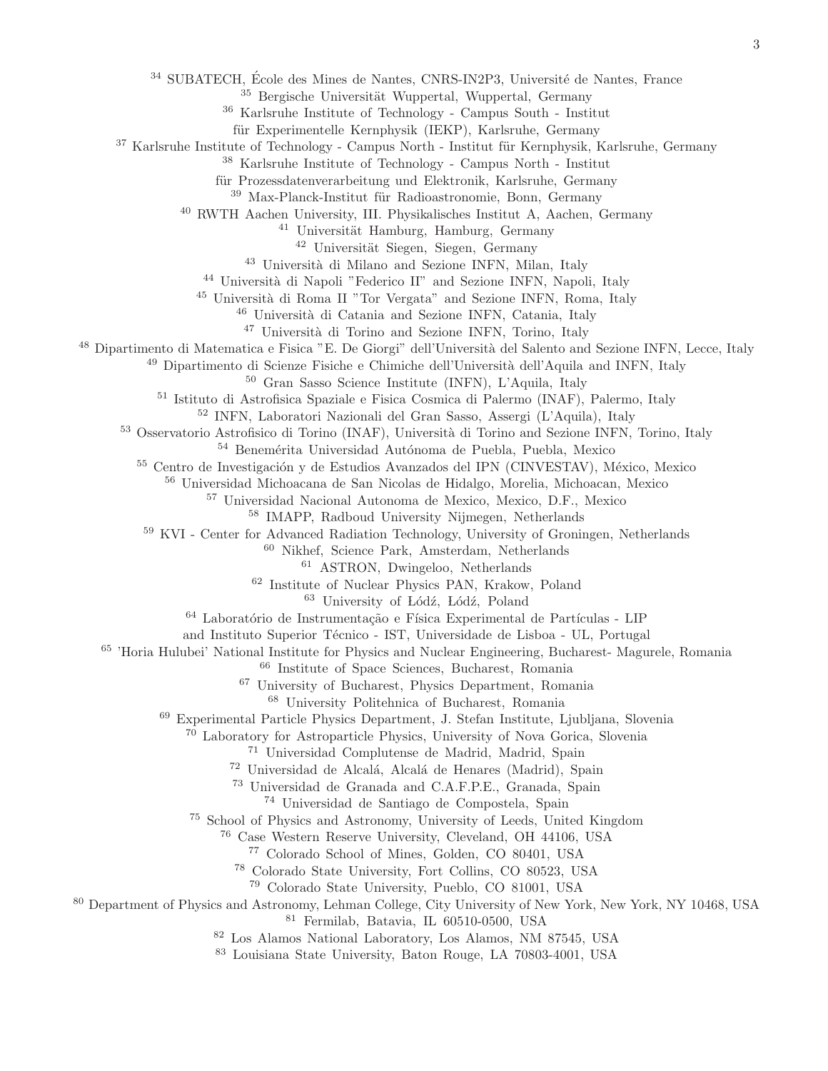[34] SUBATECH, École des Mines de Nantes, CNRS-IN2P3, Université de Nantes, France
[35] Bergische Universität Wuppertal, Wuppertal, Germany
[36] Karlsruhe Institute of Technology - Campus South - Institut für Experimentelle Kernphysik (IEKP), Karlsruhe, Germany
[37] Karlsruhe Institute of Technology - Campus North - Institut für Kernphysik, Karlsruhe, Germany
[38] Karlsruhe Institute of Technology - Campus North - Institut für Prozessdatenverarbeitung und Elektronik, Karlsruhe, Germany
[39] Max-Planck-Institut für Radioastronomie, Bonn, Germany
[40] RWTH Aachen University, III. Physikalisches Institut A, Aachen, Germany
[41] Universität Hamburg, Hamburg, Germany
[42] Universität Siegen, Siegen, Germany
[43] Università di Milano and Sezione INFN, Milan, Italy
[44] Università di Napoli "Federico II" and Sezione INFN, Napoli, Italy
[45] Università di Roma II "Tor Vergata" and Sezione INFN, Roma, Italy
[46] Università di Catania and Sezione INFN, Catania, Italy
[47] Università di Torino and Sezione INFN, Torino, Italy
[48] Dipartimento di Matematica e Fisica "E. De Giorgi" dell'Università del Salento and Sezione INFN, Lecce, Italy
[49] Dipartimento di Scienze Fisiche e Chimiche dell'Università dell'Aquila and INFN, Italy
[50] Gran Sasso Science Institute (INFN), L'Aquila, Italy
[51] Istituto di Astrofisica Spaziale e Fisica Cosmica di Palermo (INAF), Palermo, Italy
[52] INFN, Laboratori Nazionali del Gran Sasso, Assergi (L'Aquila), Italy
[53] Osservatorio Astrofisico di Torino (INAF), Università di Torino and Sezione INFN, Torino, Italy
[54] Benemérita Universidad Autónoma de Puebla, Puebla, Mexico
[55] Centro de Investigación y de Estudios Avanzados del IPN (CINVESTAV), México, Mexico
[56] Universidad Michoacana de San Nicolas de Hidalgo, Morelia, Michoacan, Mexico
[57] Universidad Nacional Autonoma de Mexico, Mexico, D.F., Mexico
[58] IMAPP, Radboud University Nijmegen, Netherlands
[59] KVI - Center for Advanced Radiation Technology, University of Groningen, Netherlands
[60] Nikhef, Science Park, Amsterdam, Netherlands
[61] ASTRON, Dwingeloo, Netherlands
[62] Institute of Nuclear Physics PAN, Krakow, Poland
[63] University of Łódź, Łódź, Poland
[64] Laboratório de Instrumentação e Física Experimental de Partículas - LIP and Instituto Superior Técnico - IST, Universidade de Lisboa - UL, Portugal
[65] 'Horia Hulubei' National Institute for Physics and Nuclear Engineering, Bucharest- Magurele, Romania
[66] Institute of Space Sciences, Bucharest, Romania
[67] University of Bucharest, Physics Department, Romania
[68] University Politehnica of Bucharest, Romania
[69] Experimental Particle Physics Department, J. Stefan Institute, Ljubljana, Slovenia
[70] Laboratory for Astroparticle Physics, University of Nova Gorica, Slovenia
[71] Universidad Complutense de Madrid, Madrid, Spain
[72] Universidad de Alcalá, Alcalá de Henares (Madrid), Spain
[73] Universidad de Granada and C.A.F.P.E., Granada, Spain
[74] Universidad de Santiago de Compostela, Spain
[75] School of Physics and Astronomy, University of Leeds, United Kingdom
[76] Case Western Reserve University, Cleveland, OH 44106, USA
[77] Colorado School of Mines, Golden, CO 80401, USA
[78] Colorado State University, Fort Collins, CO 80523, USA
[79] Colorado State University, Pueblo, CO 81001, USA
[80] Department of Physics and Astronomy, Lehman College, City University of New York, New York, NY 10468, USA
[81] Fermilab, Batavia, IL 60510-0500, USA
[82] Los Alamos National Laboratory, Los Alamos, NM 87545, USA
[83] Louisiana State University, Baton Rouge, LA 70803-4001, USA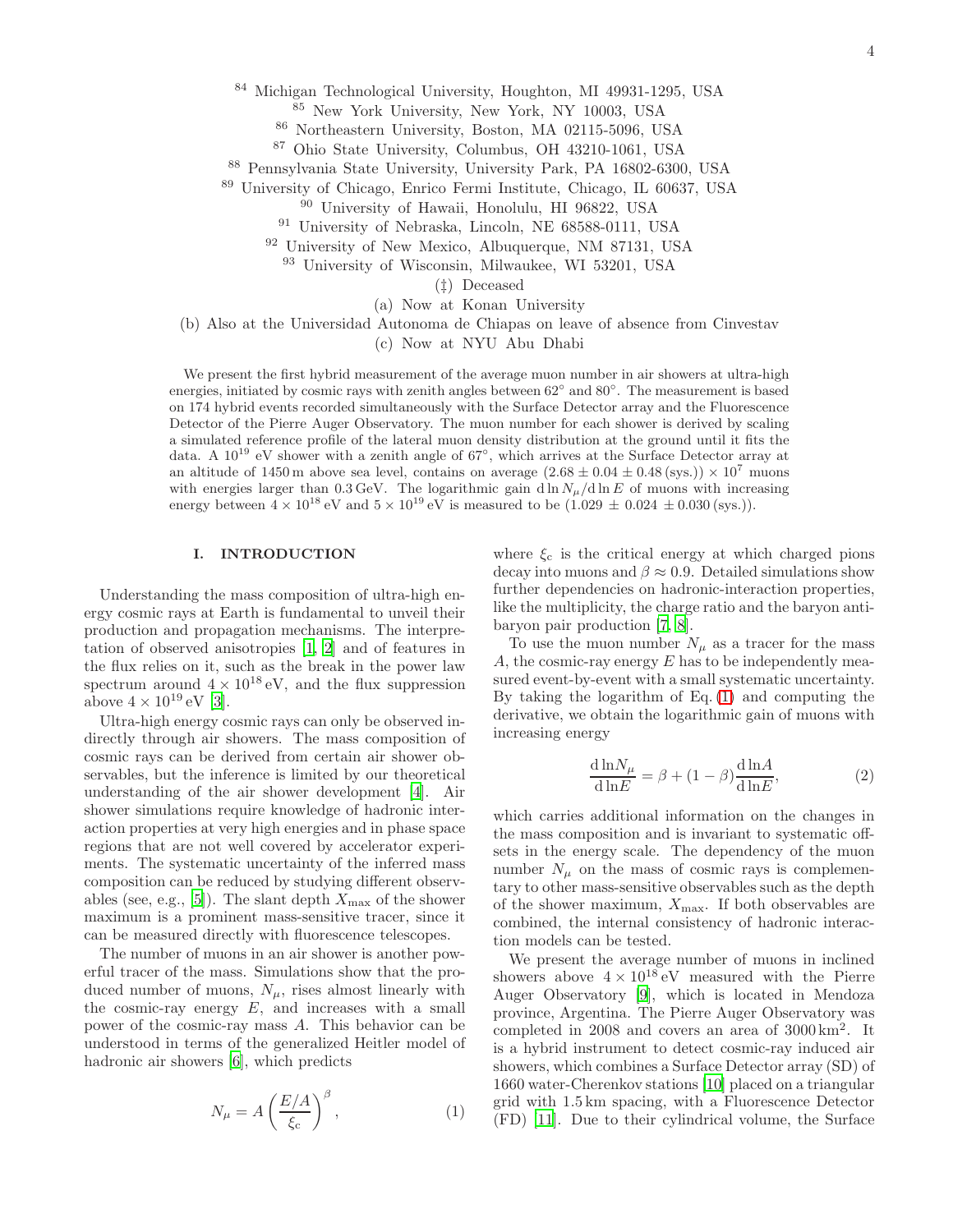[84] Michigan Technological University, Houghton, MI 49931-1295, USA

[85] New York University, New York, NY 10003, USA

[86] Northeastern University, Boston, MA 02115-5096, USA

[87] Ohio State University, Columbus, OH 43210-1061, USA

[88] Pennsylvania State University, University Park, PA 16802-6300, USA

[89] University of Chicago, Enrico Fermi Institute, Chicago, IL 60637, USA

[90] University of Hawaii, Honolulu, HI 96822, USA

[91] University of Nebraska, Lincoln, NE 68588-0111, USA

[92] University of New Mexico, Albuquerque, NM 87131, USA

[93] University of Wisconsin, Milwaukee, WI 53201, USA

(‡) Deceased

(a) Now at Konan University

(b) Also at the Universidad Autonoma de Chiapas on leave of absence from Cinvestav

(c) Now at NYU Abu Dhabi

We present the first hybrid measurement of the average muon number in air showers at ultra-high energies, initiated by cosmic rays with zenith angles between 62° and 80°. The measurement is based on 174 hybrid events recorded simultaneously with the Surface Detector array and the Fluorescence Detector of the Pierre Auger Observatory. The muon number for each shower is derived by scaling a simulated reference profile of the lateral muon density distribution at the ground until it fits the data. A $10^{19}$ eV shower with a zenith angle of 67°, which arrives at the Surface Detector array at an altitude of 1450 m above sea level, contains on average $(2.68 \pm 0.04 \pm 0.48\,(\text{sys.})) \times 10^{7}$ muons with energies larger than 0.3 GeV. The logarithmic gain $\mathrm{d}\ln N_{\mu}/\mathrm{d}\ln E$ of muons with increasing energy between $4 \times 10^{18}$ eV and $5 \times 10^{19}$ eV is measured to be $(1.029 \pm 0.024 \pm 0.030\,(\text{sys.}))$.

## I. INTRODUCTION

Understanding the mass composition of ultra-high energy cosmic rays at Earth is fundamental to unveil their production and propagation mechanisms. The interpretation of observed anisotropies [1, 2] and of features in the flux relies on it, such as the break in the power law spectrum around $4 \times 10^{18}$ eV, and the flux suppression above $4 \times 10^{19}$ eV [3].

Ultra-high energy cosmic rays can only be observed indirectly through air showers. The mass composition of cosmic rays can be derived from certain air shower observables, but the inference is limited by our theoretical understanding of the air shower development [4]. Air shower simulations require knowledge of hadronic interaction properties at very high energies and in phase space regions that are not well covered by accelerator experiments. The systematic uncertainty of the inferred mass composition can be reduced by studying different observables (see, e.g., [5]). The slant depth $X_{\max}$ of the shower maximum is a prominent mass-sensitive tracer, since it can be measured directly with fluorescence telescopes.

The number of muons in an air shower is another powerful tracer of the mass. Simulations show that the produced number of muons, $N_{\mu}$, rises almost linearly with the cosmic-ray energy $E$, and increases with a small power of the cosmic-ray mass $A$. This behavior can be understood in terms of the generalized Heitler model of hadronic air showers [6], which predicts

$$N_{\mu} = A \left( \frac{E/A}{\xi_{\mathrm{c}}} \right)^{\beta}, \tag{1}$$

where $\xi_{\mathrm{c}}$ is the critical energy at which charged pions decay into muons and $\beta \approx 0.9$. Detailed simulations show further dependencies on hadronic-interaction properties, like the multiplicity, the charge ratio and the baryon anti-baryon pair production [7, 8].

To use the muon number $N_{\mu}$ as a tracer for the mass $A$, the cosmic-ray energy $E$ has to be independently measured event-by-event with a small systematic uncertainty. By taking the logarithm of Eq. (1) and computing the derivative, we obtain the logarithmic gain of muons with increasing energy

$$\frac{\mathrm{d}\ln N_{\mu}}{\mathrm{d}\ln E} = \beta + (1 - \beta)\frac{\mathrm{d}\ln A}{\mathrm{d}\ln E}, \tag{2}$$

which carries additional information on the changes in the mass composition and is invariant to systematic offsets in the energy scale. The dependency of the muon number $N_{\mu}$ on the mass of cosmic rays is complementary to other mass-sensitive observables such as the depth of the shower maximum, $X_{\max}$. If both observables are combined, the internal consistency of hadronic interaction models can be tested.

We present the average number of muons in inclined showers above $4 \times 10^{18}$ eV measured with the Pierre Auger Observatory [9], which is located in Mendoza province, Argentina. The Pierre Auger Observatory was completed in 2008 and covers an area of $3000\,\mathrm{km}^2$. It is a hybrid instrument to detect cosmic-ray induced air showers, which combines a Surface Detector array (SD) of 1660 water-Cherenkov stations [10] placed on a triangular grid with 1.5 km spacing, with a Fluorescence Detector (FD) [11]. Due to their cylindrical volume, the Surface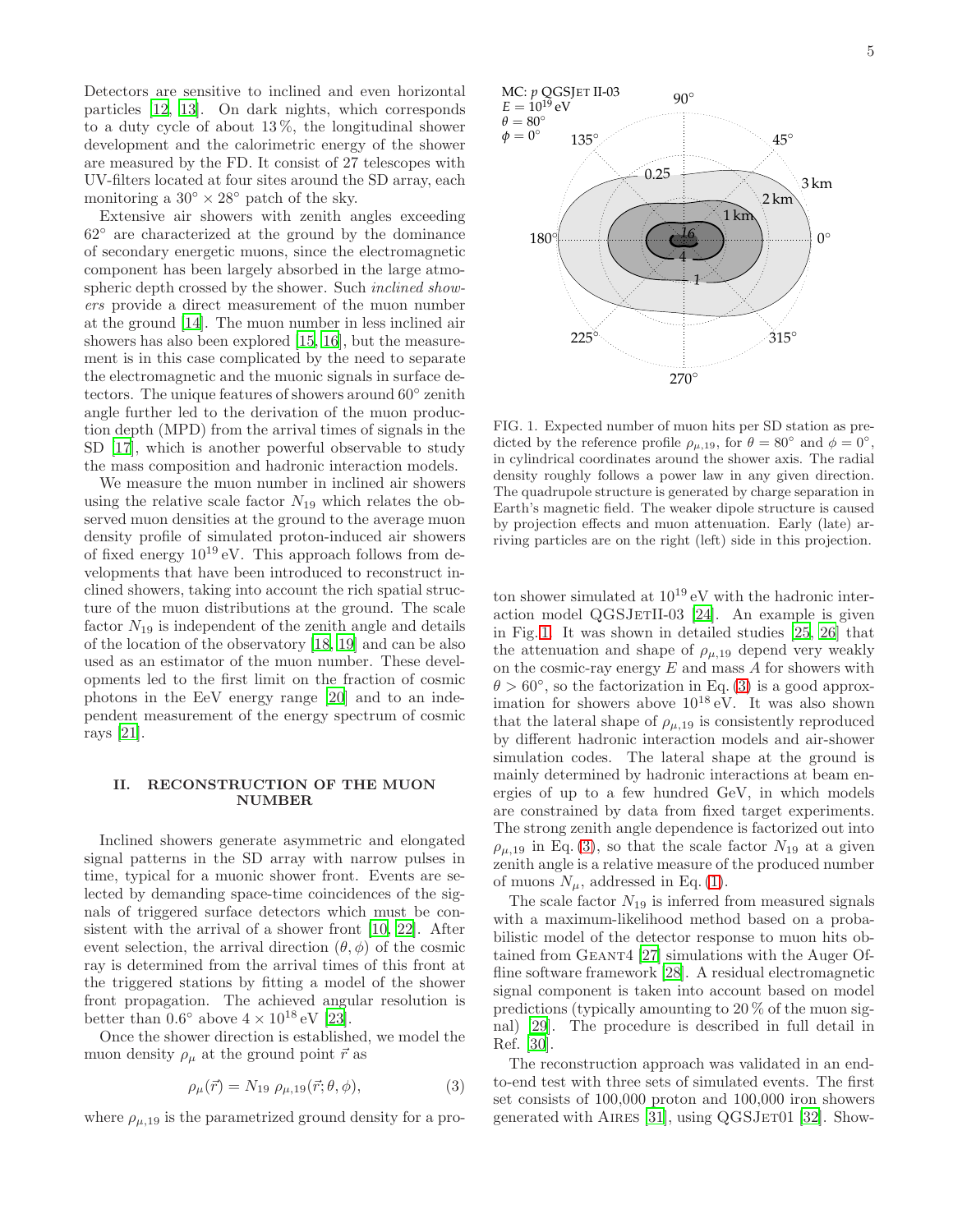Detectors are sensitive to inclined and even horizontal particles [12, 13]. On dark nights, which corresponds to a duty cycle of about 13 %, the longitudinal shower development and the calorimetric energy of the shower are measured by the FD. It consist of 27 telescopes with UV-filters located at four sites around the SD array, each monitoring a $30^\circ \times 28^\circ$ patch of the sky.

Extensive air showers with zenith angles exceeding $62^\circ$ are characterized at the ground by the dominance of secondary energetic muons, since the electromagnetic component has been largely absorbed in the large atmospheric depth crossed by the shower. Such *inclined showers* provide a direct measurement of the muon number at the ground [14]. The muon number in less inclined air showers has also been explored [15, 16], but the measurement is in this case complicated by the need to separate the electromagnetic and the muonic signals in surface detectors. The unique features of showers around $60^\circ$ zenith angle further led to the derivation of the muon production depth (MPD) from the arrival times of signals in the SD [17], which is another powerful observable to study the mass composition and hadronic interaction models.

We measure the muon number in inclined air showers using the relative scale factor $N_{19}$ which relates the observed muon densities at the ground to the average muon density profile of simulated proton-induced air showers of fixed energy $10^{19}$ eV. This approach follows from developments that have been introduced to reconstruct inclined showers, taking into account the rich spatial structure of the muon distributions at the ground. The scale factor $N_{19}$ is independent of the zenith angle and details of the location of the observatory [18, 19] and can be also used as an estimator of the muon number. These developments led to the first limit on the fraction of cosmic photons in the EeV energy range [20] and to an independent measurement of the energy spectrum of cosmic rays [21].

## II. RECONSTRUCTION OF THE MUON NUMBER

Inclined showers generate asymmetric and elongated signal patterns in the SD array with narrow pulses in time, typical for a muonic shower front. Events are selected by demanding space-time coincidences of the signals of triggered surface detectors which must be consistent with the arrival of a shower front [10, 22]. After event selection, the arrival direction $(\theta, \phi)$ of the cosmic ray is determined from the arrival times of this front at the triggered stations by fitting a model of the shower front propagation. The achieved angular resolution is better than $0.6^\circ$ above $4 \times 10^{18}$ eV [23].

Once the shower direction is established, we model the muon density $\rho_\mu$ at the ground point $\vec{r}$ as

$$\rho_\mu(\vec{r}) = N_{19}\ \rho_{\mu,19}(\vec{r};\theta,\phi), \tag{3}$$

where $\rho_{\mu,19}$ is the parametrized ground density for a proton shower simulated at $10^{19}$ eV with the hadronic interaction model QGSJetII-03 [24]. An example is given in Fig. 1. It was shown in detailed studies [25, 26] that the attenuation and shape of $\rho_{\mu,19}$ depend very weakly on the cosmic-ray energy $E$ and mass $A$ for showers with $\theta > 60^\circ$, so the factorization in Eq. (3) is a good approximation for showers above $10^{18}$ eV. It was also shown that the lateral shape of $\rho_{\mu,19}$ is consistently reproduced by different hadronic interaction models and air-shower simulation codes. The lateral shape at the ground is mainly determined by hadronic interactions at beam energies of up to a few hundred GeV, in which models are constrained by data from fixed target experiments. The strong zenith angle dependence is factorized out into $\rho_{\mu,19}$ in Eq. (3), so that the scale factor $N_{19}$ at a given zenith angle is a relative measure of the produced number of muons $N_\mu$, addressed in Eq. (1).

FIG. 1. Expected number of muon hits per SD station as predicted by the reference profile $\rho_{\mu,19}$, for $\theta = 80^\circ$ and $\phi = 0^\circ$, in cylindrical coordinates around the shower axis. The radial density roughly follows a power law in any given direction. The quadrupole structure is generated by charge separation in Earth's magnetic field. The weaker dipole structure is caused by projection effects and muon attenuation. Early (late) arriving particles are on the right (left) side in this projection.

The scale factor $N_{19}$ is inferred from measured signals with a maximum-likelihood method based on a probabilistic model of the detector response to muon hits obtained from Geant4 [27] simulations with the Auger Offline software framework [28]. A residual electromagnetic signal component is taken into account based on model predictions (typically amounting to 20 % of the muon signal) [29]. The procedure is described in full detail in Ref. [30].

The reconstruction approach was validated in an end-to-end test with three sets of simulated events. The first set consists of 100,000 proton and 100,000 iron showers generated with Aires [31], using QGSJet01 [32]. Show-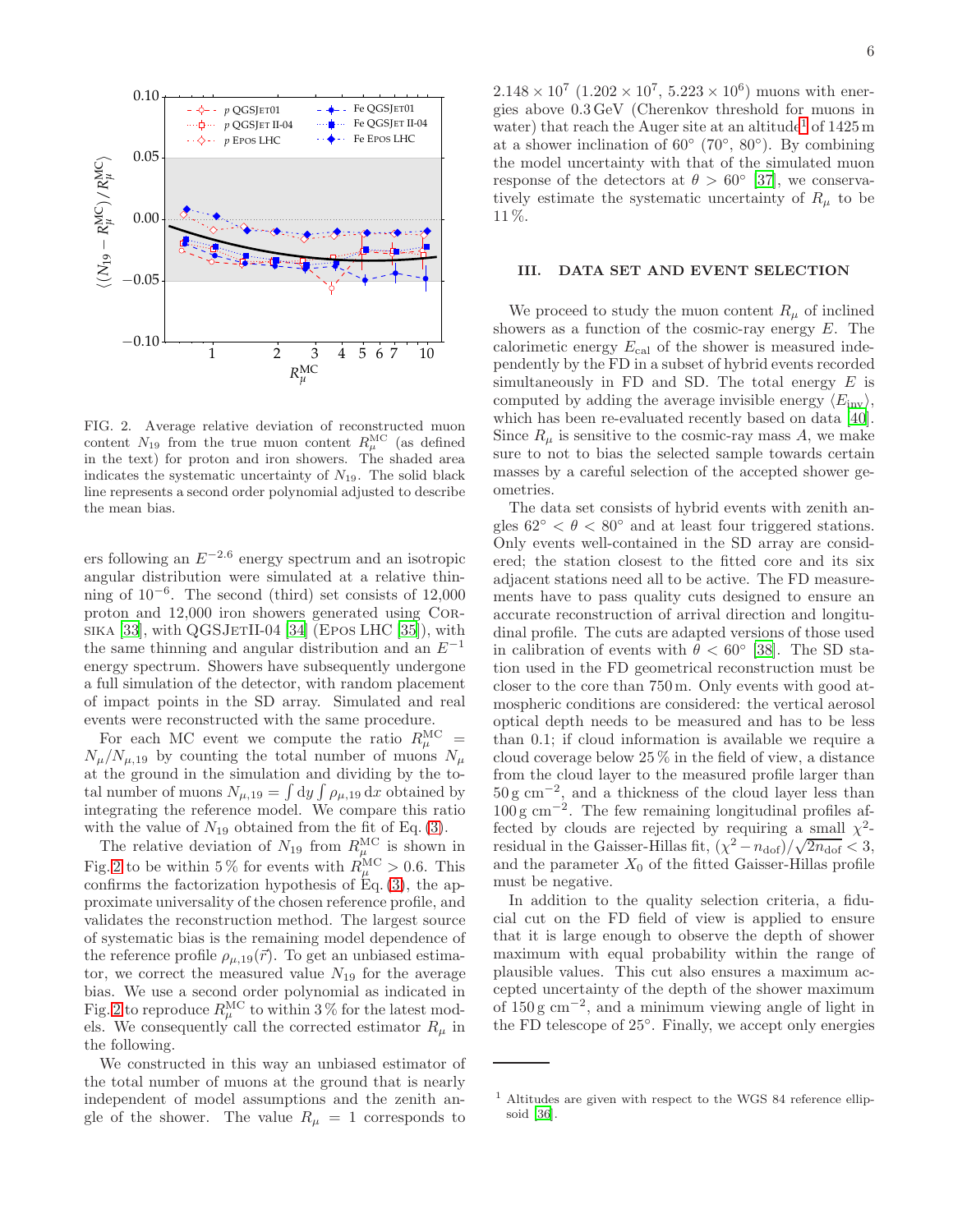FIG. 2. Average relative deviation of reconstructed muon content $N_{19}$ from the true muon content $R_\mu^{\rm MC}$ (as defined in the text) for proton and iron showers. The shaded area indicates the systematic uncertainty of $N_{19}$. The solid black line represents a second order polynomial adjusted to describe the mean bias.

ers following an $E^{-2.6}$ energy spectrum and an isotropic angular distribution were simulated at a relative thinning of $10^{-6}$. The second (third) set consists of 12,000 proton and 12,000 iron showers generated using Corsika [33], with QGSJetII-04 [34] (Epos LHC [35]), with the same thinning and angular distribution and an $E^{-1}$ energy spectrum. Showers have subsequently undergone a full simulation of the detector, with random placement of impact points in the SD array. Simulated and real events were reconstructed with the same procedure.

For each MC event we compute the ratio $R_\mu^{\rm MC} = N_\mu / N_{\mu,19}$ by counting the total number of muons $N_\mu$ at the ground in the simulation and dividing by the total number of muons $N_{\mu,19} = \int {\rm d}y \int \rho_{\mu,19}\, {\rm d}x$ obtained by integrating the reference model. We compare this ratio with the value of $N_{19}$ obtained from the fit of Eq. (3).

The relative deviation of $N_{19}$ from $R_\mu^{\rm MC}$ is shown in Fig. 2 to be within 5 % for events with $R_\mu^{\rm MC} > 0.6$. This confirms the factorization hypothesis of Eq. (3), the approximate universality of the chosen reference profile, and validates the reconstruction method. The largest source of systematic bias is the remaining model dependence of the reference profile $\rho_{\mu,19}(\vec{r})$. To get an unbiased estimator, we correct the measured value $N_{19}$ for the average bias. We use a second order polynomial as indicated in Fig. 2 to reproduce $R_\mu^{\rm MC}$ to within 3 % for the latest models. We consequently call the corrected estimator $R_\mu$ in the following.

We constructed in this way an unbiased estimator of the total number of muons at the ground that is nearly independent of model assumptions and the zenith angle of the shower. The value $R_\mu = 1$ corresponds to $2.148 \times 10^7$ ($1.202 \times 10^7$, $5.223 \times 10^6$) muons with energies above 0.3 GeV (Cherenkov threshold for muons in water) that reach the Auger site at an altitude[1] of 1425 m at a shower inclination of 60° (70°, 80°). By combining the model uncertainty with that of the simulated muon response of the detectors at $\theta > 60°$ [37], we conservatively estimate the systematic uncertainty of $R_\mu$ to be 11 %.

## III. DATA SET AND EVENT SELECTION

We proceed to study the muon content $R_\mu$ of inclined showers as a function of the cosmic-ray energy $E$. The calorimetric energy $E_{\rm cal}$ of the shower is measured independently by the FD in a subset of hybrid events recorded simultaneously in FD and SD. The total energy $E$ is computed by adding the average invisible energy $\langle E_{\rm inv} \rangle$, which has been re-evaluated recently based on data [40]. Since $R_\mu$ is sensitive to the cosmic-ray mass $A$, we make sure to not to bias the selected sample towards certain masses by a careful selection of the accepted shower geometries.

The data set consists of hybrid events with zenith angles $62° < \theta < 80°$ and at least four triggered stations. Only events well-contained in the SD array are considered; the station closest to the fitted core and its six adjacent stations need all to be active. The FD measurements have to pass quality cuts designed to ensure an accurate reconstruction of arrival direction and longitudinal profile. The cuts are adapted versions of those used in calibration of events with $\theta < 60°$ [38]. The SD station used in the FD geometrical reconstruction must be closer to the core than 750 m. Only events with good atmospheric conditions are considered: the vertical aerosol optical depth needs to be measured and has to be less than 0.1; if cloud information is available we require a cloud coverage below 25 % in the field of view, a distance from the cloud layer to the measured profile larger than 50 g cm$^{-2}$, and a thickness of the cloud layer less than 100 g cm$^{-2}$. The few remaining longitudinal profiles affected by clouds are rejected by requiring a small $\chi^2$-residual in the Gaisser-Hillas fit, $(\chi^2 - n_{\rm dof})/\sqrt{2n_{\rm dof}} < 3$, and the parameter $X_0$ of the fitted Gaisser-Hillas profile must be negative.

In addition to the quality selection criteria, a fiducial cut on the FD field of view is applied to ensure that it is large enough to observe the depth of shower maximum with equal probability within the range of plausible values. This cut also ensures a maximum accepted uncertainty of the depth of the shower maximum of 150 g cm$^{-2}$, and a minimum viewing angle of light in the FD telescope of 25°. Finally, we accept only energies

---

[1] Altitudes are given with respect to the WGS 84 reference ellipsoid [36].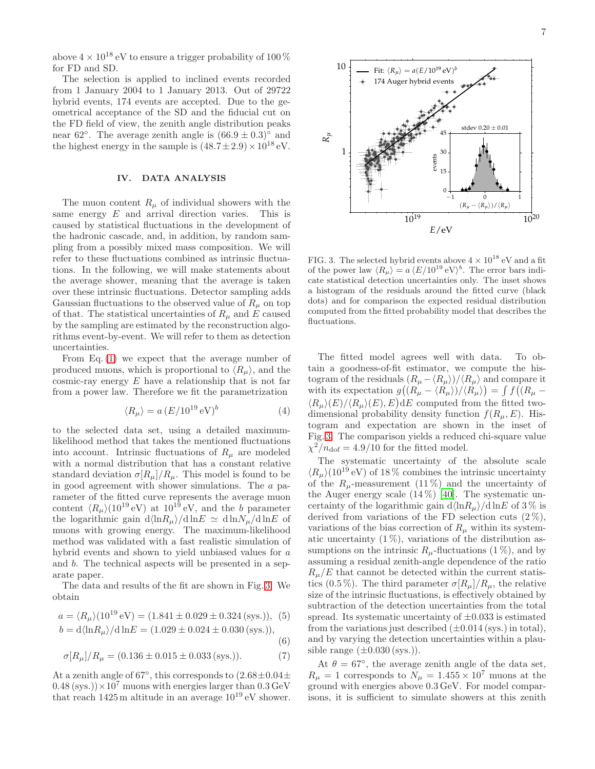above $4 \times 10^{18}$ eV to ensure a trigger probability of 100 % for FD and SD.

The selection is applied to inclined events recorded from 1 January 2004 to 1 January 2013. Out of 29722 hybrid events, 174 events are accepted. Due to the geometrical acceptance of the SD and the fiducial cut on the FD field of view, the zenith angle distribution peaks near 62°. The average zenith angle is $(66.9 \pm 0.3)^\circ$ and the highest energy in the sample is $(48.7 \pm 2.9) \times 10^{18}$ eV.

## IV. DATA ANALYSIS

The muon content $R_\mu$ of individual showers with the same energy $E$ and arrival direction varies. This is caused by statistical fluctuations in the development of the hadronic cascade, and, in addition, by random sampling from a possibly mixed mass composition. We will refer to these fluctuations combined as intrinsic fluctuations. In the following, we will make statements about the average shower, meaning that the average is taken over these intrinsic fluctuations. Detector sampling adds Gaussian fluctuations to the observed value of $R_\mu$ on top of that. The statistical uncertainties of $R_\mu$ and $E$ caused by the sampling are estimated by the reconstruction algorithms event-by-event. We will refer to them as detection uncertainties.

From Eq. (1) we expect that the average number of produced muons, which is proportional to $\langle R_\mu \rangle$, and the cosmic-ray energy $E$ have a relationship that is not far from a power law. Therefore we fit the parametrization

$$\langle R_\mu \rangle = a\,(E/10^{19}\,\mathrm{eV})^b \tag{4}$$

to the selected data set, using a detailed maximum-likelihood method that takes the mentioned fluctuations into account. Intrinsic fluctuations of $R_\mu$ are modeled with a normal distribution that has a constant relative standard deviation $\sigma[R_\mu]/R_\mu$. This model is found to be in good agreement with shower simulations. The $a$ parameter of the fitted curve represents the average muon content $\langle R_\mu \rangle(10^{19}\,\mathrm{eV})$ at $10^{19}$ eV, and the $b$ parameter the logarithmic gain $\mathrm{d}\langle \ln R_\mu \rangle / \mathrm{d} \ln E \simeq \mathrm{d} \ln N_\mu / \mathrm{d} \ln E$ of muons with growing energy. The maximum-likelihood method was validated with a fast realistic simulation of hybrid events and shown to yield unbiased values for $a$ and $b$. The technical aspects will be presented in a separate paper.

The data and results of the fit are shown in Fig. 3. We obtain

$$a = \langle R_\mu \rangle(10^{19}\,\mathrm{eV}) = (1.841 \pm 0.029 \pm 0.324\,(\mathrm{sys.})), \tag{5}$$

$$b = \mathrm{d}\langle \ln R_\mu \rangle / \mathrm{d} \ln E = (1.029 \pm 0.024 \pm 0.030\,(\mathrm{sys.})), \tag{6}$$

$$\sigma[R_\mu]/R_\mu = (0.136 \pm 0.015 \pm 0.033\,(\mathrm{sys.})). \tag{7}$$

At a zenith angle of 67°, this corresponds to $(2.68 \pm 0.04 \pm 0.48\,(\mathrm{sys.})) \times 10^7$ muons with energies larger than 0.3 GeV that reach 1425 m altitude in an average $10^{19}$ eV shower.

FIG. 3. The selected hybrid events above $4 \times 10^{18}$ eV and a fit of the power law $\langle R_\mu \rangle = a\,\langle E/10^{19}\,\mathrm{eV} \rangle^b$. The error bars indicate statistical detection uncertainties only. The inset shows a histogram of the residuals around the fitted curve (black dots) and for comparison the expected residual distribution computed from the fitted probability model that describes the fluctuations.

The fitted model agrees well with data. To obtain a goodness-of-fit estimator, we compute the histogram of the residuals $(R_\mu - \langle R_\mu \rangle)/\langle R_\mu \rangle$ and compare it with its expectation $g\big((R_\mu - \langle R_\mu \rangle)/\langle R_\mu \rangle\big) = \int f\big((R_\mu - \langle R_\mu \rangle(E)/\langle R_\mu \rangle(E), E\big)\mathrm{d}E$ computed from the fitted two-dimensional probability density function $f(R_\mu, E)$. Histogram and expectation are shown in the inset of Fig. 3. The comparison yields a reduced chi-square value $\chi^2/n_\mathrm{dof} = 4.9/10$ for the fitted model.

The systematic uncertainty of the absolute scale $\langle R_\mu \rangle(10^{19}\,\mathrm{eV})$ of 18 % combines the intrinsic uncertainty of the $R_\mu$-measurement (11 %) and the uncertainty of the Auger energy scale (14 %) [40]. The systematic uncertainty of the logarithmic gain $\mathrm{d}\langle \ln R_\mu \rangle / \mathrm{d} \ln E$ of 3 % is derived from variations of the FD selection cuts (2 %), variations of the bias correction of $R_\mu$ within its systematic uncertainty (1 %), variations of the distribution assumptions on the intrinsic $R_\mu$-fluctuations (1 %), and by assuming a residual zenith-angle dependence of the ratio $R_\mu/E$ that cannot be detected within the current statistics (0.5 %). The third parameter $\sigma[R_\mu]/R_\mu$, the relative size of the intrinsic fluctuations, is effectively obtained by subtraction of the detection uncertainties from the total spread. Its systematic uncertainty of $\pm 0.033$ is estimated from the variations just described ($\pm 0.014$ (sys.) in total), and by varying the detection uncertainties within a plausible range ($\pm 0.030$ (sys.)).

At $\theta = 67^\circ$, the average zenith angle of the data set, $R_\mu = 1$ corresponds to $N_\mu = 1.455 \times 10^7$ muons at the ground with energies above 0.3 GeV. For model comparisons, it is sufficient to simulate showers at this zenith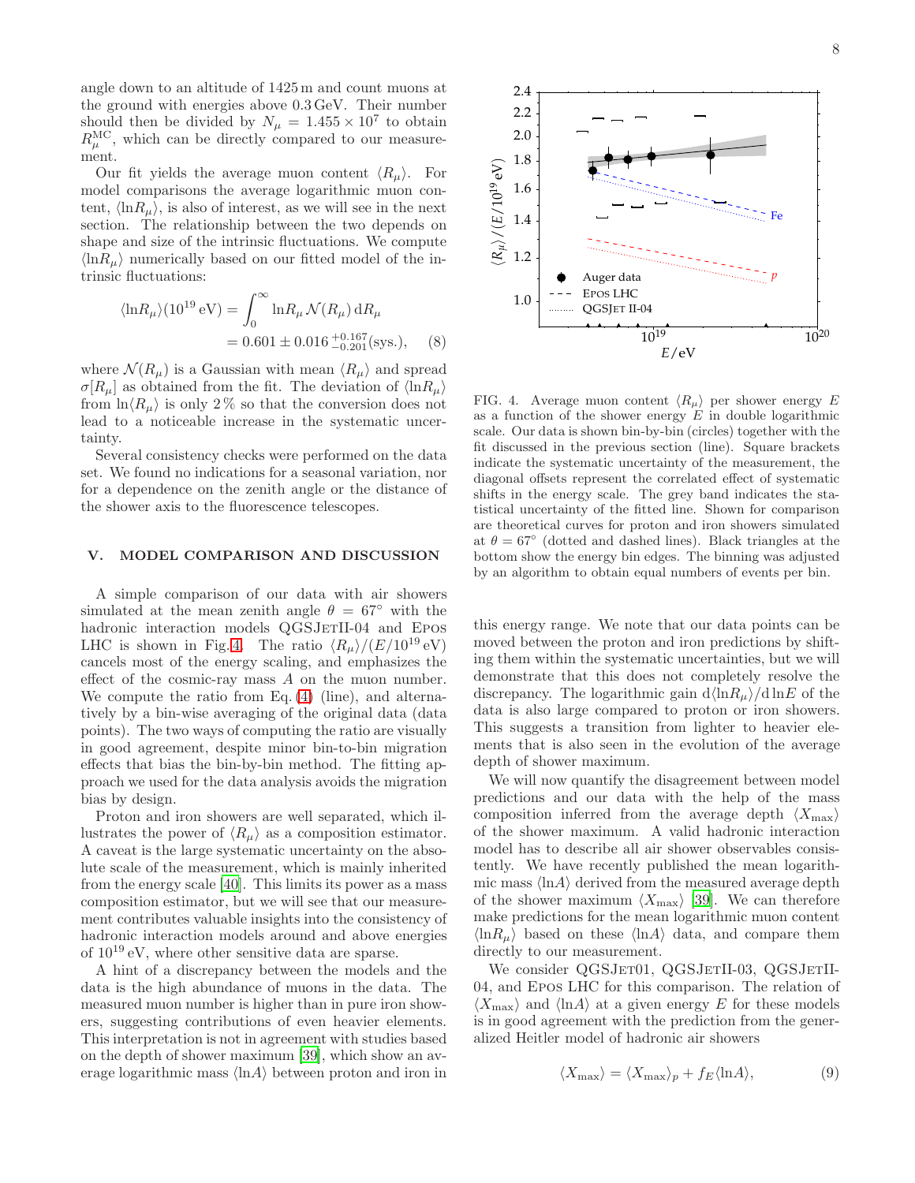angle down to an altitude of 1425 m and count muons at the ground with energies above 0.3 GeV. Their number should then be divided by $N_\mu = 1.455 \times 10^7$ to obtain $R_\mu^{\rm MC}$, which can be directly compared to our measurement.

Our fit yields the average muon content $\langle R_\mu \rangle$. For model comparisons the average logarithmic muon content, $\langle \ln R_\mu \rangle$, is also of interest, as we will see in the next section. The relationship between the two depends on shape and size of the intrinsic fluctuations. We compute $\langle \ln R_\mu \rangle$ numerically based on our fitted model of the intrinsic fluctuations:

$$\begin{aligned} \langle \ln R_\mu \rangle (10^{19}\,\mathrm{eV}) &= \int_0^\infty \ln R_\mu \, \mathcal{N}(R_\mu) \, \mathrm{d}R_\mu \\ &= 0.601 \pm 0.016 \,^{+0.167}_{-0.201} (\mathrm{sys.}), \end{aligned} \quad (8)$$

where $\mathcal{N}(R_\mu)$ is a Gaussian with mean $\langle R_\mu \rangle$ and spread $\sigma[R_\mu]$ as obtained from the fit. The deviation of $\langle \ln R_\mu \rangle$ from $\ln \langle R_\mu \rangle$ is only 2 % so that the conversion does not lead to a noticeable increase in the systematic uncertainty.

Several consistency checks were performed on the data set. We found no indications for a seasonal variation, nor for a dependence on the zenith angle or the distance of the shower axis to the fluorescence telescopes.

## V. MODEL COMPARISON AND DISCUSSION

A simple comparison of our data with air showers simulated at the mean zenith angle $\theta = 67^\circ$ with the hadronic interaction models QGSJetII-04 and Epos LHC is shown in Fig. 4. The ratio $\langle R_\mu \rangle / (E/10^{19}\,\mathrm{eV})$ cancels most of the energy scaling, and emphasizes the effect of the cosmic-ray mass $A$ on the muon number. We compute the ratio from Eq. (4) (line), and alternatively by a bin-wise averaging of the original data (data points). The two ways of computing the ratio are visually in good agreement, despite minor bin-to-bin migration effects that bias the bin-by-bin method. The fitting approach we used for the data analysis avoids the migration bias by design.

Proton and iron showers are well separated, which illustrates the power of $\langle R_\mu \rangle$ as a composition estimator. A caveat is the large systematic uncertainty on the absolute scale of the measurement, which is mainly inherited from the energy scale [40]. This limits its power as a mass composition estimator, but we will see that our measurement contributes valuable insights into the consistency of hadronic interaction models around and above energies of $10^{19}$ eV, where other sensitive data are sparse.

A hint of a discrepancy between the models and the data is the high abundance of muons in the data. The measured muon number is higher than in pure iron showers, suggesting contributions of even heavier elements. This interpretation is not in agreement with studies based on the depth of shower maximum [39], which show an average logarithmic mass $\langle \ln A \rangle$ between proton and iron in

FIG. 4. Average muon content $\langle R_\mu \rangle$ per shower energy $E$ as a function of the shower energy $E$ in double logarithmic scale. Our data is shown bin-by-bin (circles) together with the fit discussed in the previous section (line). Square brackets indicate the systematic uncertainty of the measurement, the diagonal offsets represent the correlated effect of systematic shifts in the energy scale. The grey band indicates the statistical uncertainty of the fitted line. Shown for comparison are theoretical curves for proton and iron showers simulated at $\theta = 67^\circ$ (dotted and dashed lines). Black triangles at the bottom show the energy bin edges. The binning was adjusted by an algorithm to obtain equal numbers of events per bin.

this energy range. We note that our data points can be moved between the proton and iron predictions by shifting them within the systematic uncertainties, but we will demonstrate that this does not completely resolve the discrepancy. The logarithmic gain $\mathrm{d}\langle \ln R_\mu \rangle / \mathrm{d} \ln E$ of the data is also large compared to proton or iron showers. This suggests a transition from lighter to heavier elements that is also seen in the evolution of the average depth of shower maximum.

We will now quantify the disagreement between model predictions and our data with the help of the mass composition inferred from the average depth $\langle X_{\max} \rangle$ of the shower maximum. A valid hadronic interaction model has to describe all air shower observables consistently. We have recently published the mean logarithmic mass $\langle \ln A \rangle$ derived from the measured average depth of the shower maximum $\langle X_{\max} \rangle$ [39]. We can therefore make predictions for the mean logarithmic muon content $\langle \ln R_\mu \rangle$ based on these $\langle \ln A \rangle$ data, and compare them directly to our measurement.

We consider QGSJet01, QGSJetII-03, QGSJetII-04, and Epos LHC for this comparison. The relation of $\langle X_{\max} \rangle$ and $\langle \ln A \rangle$ at a given energy $E$ for these models is in good agreement with the prediction from the generalized Heitler model of hadronic air showers

$$\langle X_{\max} \rangle = \langle X_{\max} \rangle_p + f_E \langle \ln A \rangle, \quad (9)$$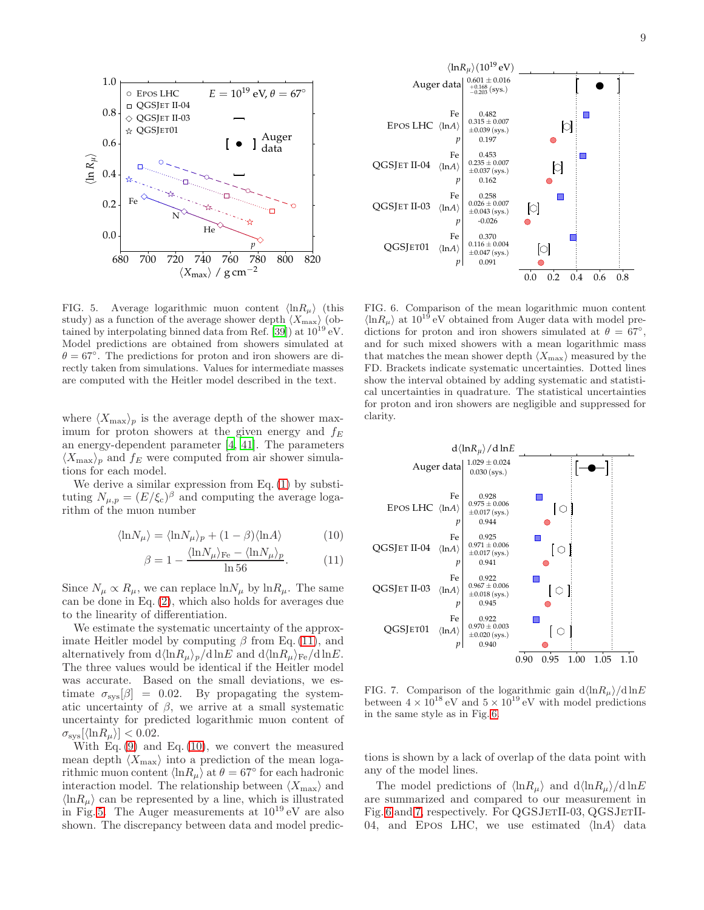FIG. 5. Average logarithmic muon content $\langle \ln R_\mu \rangle$ (this study) as a function of the average shower depth $\langle X_{\max} \rangle$ (obtained by interpolating binned data from Ref. [39]) at $10^{19}$ eV. Model predictions are obtained from showers simulated at $\theta = 67°$. The predictions for proton and iron showers are directly taken from simulations. Values for intermediate masses are computed with the Heitler model described in the text.

where $\langle X_{\max} \rangle_p$ is the average depth of the shower maximum for proton showers at the given energy and $f_E$ an energy-dependent parameter [4, 41]. The parameters $\langle X_{\max} \rangle_p$ and $f_E$ were computed from air shower simulations for each model.

We derive a similar expression from Eq. (1) by substituting $N_{\mu,p} = (E/\xi_c)^\beta$ and computing the average logarithm of the muon number

$$\langle \ln N_\mu \rangle = \langle \ln N_\mu \rangle_p + (1 - \beta) \langle \ln A \rangle \tag{10}$$

$$\beta = 1 - \frac{\langle \ln N_\mu \rangle_{\text{Fe}} - \langle \ln N_\mu \rangle_p}{\ln 56}. \tag{11}$$

Since $N_\mu \propto R_\mu$, we can replace $\ln N_\mu$ by $\ln R_\mu$. The same can be done in Eq. (2), which also holds for averages due to the linearity of differentiation.

We estimate the systematic uncertainty of the approximate Heitler model by computing $\beta$ from Eq. (11), and alternatively from $\mathrm{d}\langle \ln R_\mu \rangle_p / \mathrm{d} \ln E$ and $\mathrm{d}\langle \ln R_\mu \rangle_{\text{Fe}} / \mathrm{d} \ln E$. The three values would be identical if the Heitler model was accurate. Based on the small deviations, we estimate $\sigma_{\text{sys}}[\beta] = 0.02$. By propagating the systematic uncertainty of $\beta$, we arrive at a small systematic uncertainty for predicted logarithmic muon content of $\sigma_{\text{sys}}[\langle \ln R_\mu \rangle] < 0.02$.

With Eq. (9) and Eq. (10), we convert the measured mean depth $\langle X_{\max} \rangle$ into a prediction of the mean logarithmic muon content $\langle \ln R_\mu \rangle$ at $\theta = 67°$ for each hadronic interaction model. The relationship between $\langle X_{\max} \rangle$ and $\langle \ln R_\mu \rangle$ can be represented by a line, which is illustrated in Fig. 5. The Auger measurements at $10^{19}$ eV are also shown. The discrepancy between data and model predictions is shown by a lack of overlap of the data point with any of the model lines.

FIG. 6. Comparison of the mean logarithmic muon content $\langle \ln R_\mu \rangle$ at $10^{19}$ eV obtained from Auger data with model predictions for proton and iron showers simulated at $\theta = 67°$, and for such mixed showers with a mean logarithmic mass that matches the mean shower depth $\langle X_{\max} \rangle$ measured by the FD. Brackets indicate systematic uncertainties. Dotted lines show the interval obtained by adding systematic and statistical uncertainties in quadrature. The statistical uncertainties for proton and iron showers are negligible and suppressed for clarity.

FIG. 7. Comparison of the logarithmic gain $\mathrm{d}\langle \ln R_\mu \rangle / \mathrm{d} \ln E$ between $4 \times 10^{18}$ eV and $5 \times 10^{19}$ eV with model predictions in the same style as in Fig. 6.

The model predictions of $\langle \ln R_\mu \rangle$ and $\mathrm{d}\langle \ln R_\mu \rangle / \mathrm{d} \ln E$ are summarized and compared to our measurement in Fig. 6 and 7, respectively. For QGSJETII-03, QGSJETII-04, and EPOS LHC, we use estimated $\langle \ln A \rangle$ data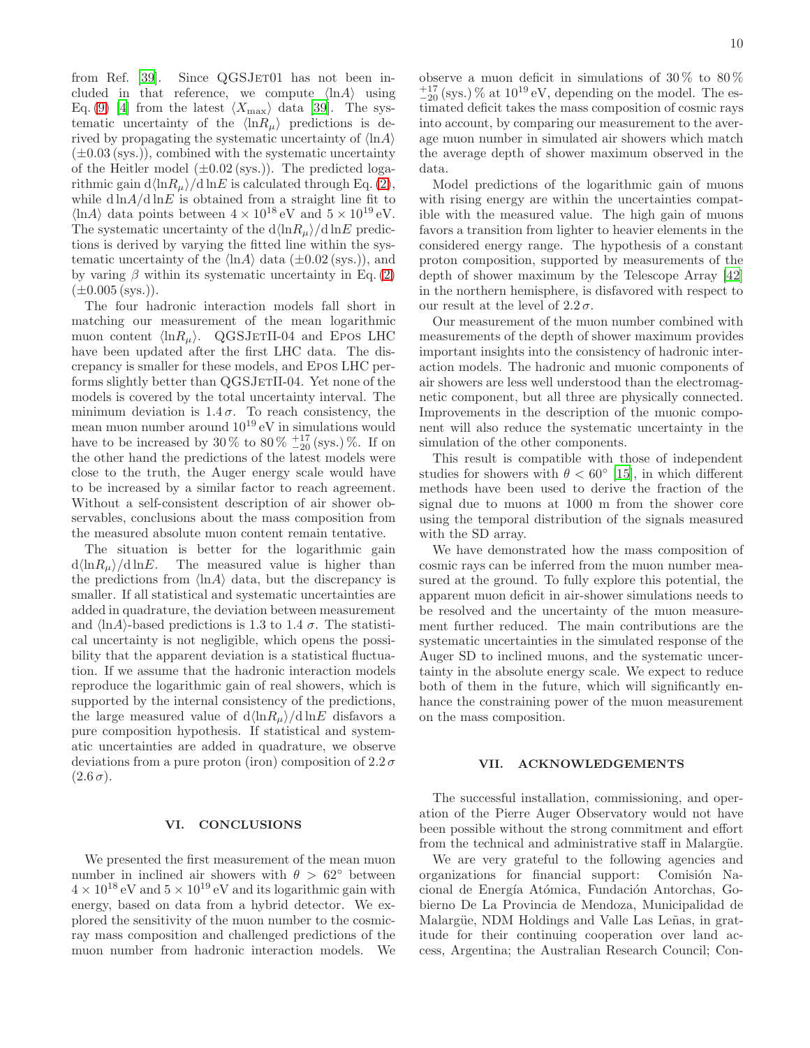from Ref. [39]. Since QGSJet01 has not been included in that reference, we compute $\langle \ln A \rangle$ using Eq. (9) [4] from the latest $\langle X_{\max} \rangle$ data [39]. The systematic uncertainty of the $\langle \ln R_\mu \rangle$ predictions is derived by propagating the systematic uncertainty of $\langle \ln A \rangle$ ($\pm 0.03$ (sys.)), combined with the systematic uncertainty of the Heitler model ($\pm 0.02$ (sys.)). The predicted logarithmic gain $\mathrm{d}\langle \ln R_\mu \rangle / \mathrm{d} \ln E$ is calculated through Eq. (2), while $\mathrm{d} \ln A / \mathrm{d} \ln E$ is obtained from a straight line fit to $\langle \ln A \rangle$ data points between $4 \times 10^{18}\,\mathrm{eV}$ and $5 \times 10^{19}\,\mathrm{eV}$. The systematic uncertainty of the $\mathrm{d}\langle \ln R_\mu \rangle / \mathrm{d} \ln E$ predictions is derived by varying the fitted line within the systematic uncertainty of the $\langle \ln A \rangle$ data ($\pm 0.02$ (sys.)), and by varing $\beta$ within its systematic uncertainty in Eq. (2) ($\pm 0.005$ (sys.)).

The four hadronic interaction models fall short in matching our measurement of the mean logarithmic muon content $\langle \ln R_\mu \rangle$. QGSJetII-04 and Epos LHC have been updated after the first LHC data. The discrepancy is smaller for these models, and Epos LHC performs slightly better than QGSJetII-04. Yet none of the models is covered by the total uncertainty interval. The minimum deviation is $1.4\,\sigma$. To reach consistency, the mean muon number around $10^{19}\,\mathrm{eV}$ in simulations would have to be increased by 30 % to 80 % $^{+17}_{-20}$ (sys.) %. If on the other hand the predictions of the latest models were close to the truth, the Auger energy scale would have to be increased by a similar factor to reach agreement. Without a self-consistent description of air shower observables, conclusions about the mass composition from the measured absolute muon content remain tentative.

The situation is better for the logarithmic gain $\mathrm{d}\langle \ln R_\mu \rangle / \mathrm{d} \ln E$. The measured value is higher than the predictions from $\langle \ln A \rangle$ data, but the discrepancy is smaller. If all statistical and systematic uncertainties are added in quadrature, the deviation between measurement and $\langle \ln A \rangle$-based predictions is 1.3 to 1.4 $\sigma$. The statistical uncertainty is not negligible, which opens the possibility that the apparent deviation is a statistical fluctuation. If we assume that the hadronic interaction models reproduce the logarithmic gain of real showers, which is supported by the internal consistency of the predictions, the large measured value of $\mathrm{d}\langle \ln R_\mu \rangle / \mathrm{d} \ln E$ disfavors a pure composition hypothesis. If statistical and systematic uncertainties are added in quadrature, we observe deviations from a pure proton (iron) composition of $2.2\,\sigma$ ($2.6\,\sigma$).

## VI. CONCLUSIONS

We presented the first measurement of the mean muon number in inclined air showers with $\theta > 62^\circ$ between $4 \times 10^{18}\,\mathrm{eV}$ and $5 \times 10^{19}\,\mathrm{eV}$ and its logarithmic gain with energy, based on data from a hybrid detector. We explored the sensitivity of the muon number to the cosmic-ray mass composition and challenged predictions of the muon number from hadronic interaction models. We observe a muon deficit in simulations of 30 % to 80 % $^{+17}_{-20}$ (sys.) % at $10^{19}\,\mathrm{eV}$, depending on the model. The estimated deficit takes the mass composition of cosmic rays into account, by comparing our measurement to the average muon number in simulated air showers which match the average depth of shower maximum observed in the data.

Model predictions of the logarithmic gain of muons with rising energy are within the uncertainties compatible with the measured value. The high gain of muons favors a transition from lighter to heavier elements in the considered energy range. The hypothesis of a constant proton composition, supported by measurements of the depth of shower maximum by the Telescope Array [42] in the northern hemisphere, is disfavored with respect to our result at the level of $2.2\,\sigma$.

Our measurement of the muon number combined with measurements of the depth of shower maximum provides important insights into the consistency of hadronic interaction models. The hadronic and muonic components of air showers are less well understood than the electromagnetic component, but all three are physically connected. Improvements in the description of the muonic component will also reduce the systematic uncertainty in the simulation of the other components.

This result is compatible with those of independent studies for showers with $\theta < 60^\circ$ [15], in which different methods have been used to derive the fraction of the signal due to muons at 1000 m from the shower core using the temporal distribution of the signals measured with the SD array.

We have demonstrated how the mass composition of cosmic rays can be inferred from the muon number measured at the ground. To fully explore this potential, the apparent muon deficit in air-shower simulations needs to be resolved and the uncertainty of the muon measurement further reduced. The main contributions are the systematic uncertainties in the simulated response of the Auger SD to inclined muons, and the systematic uncertainty in the absolute energy scale. We expect to reduce both of them in the future, which will significantly enhance the constraining power of the muon measurement on the mass composition.

## VII. ACKNOWLEDGEMENTS

The successful installation, commissioning, and operation of the Pierre Auger Observatory would not have been possible without the strong commitment and effort from the technical and administrative staff in Malargüe.

We are very grateful to the following agencies and organizations for financial support: Comisión Nacional de Energía Atómica, Fundación Antorchas, Gobierno De La Provincia de Mendoza, Municipalidad de Malargüe, NDM Holdings and Valle Las Leñas, in gratitude for their continuing cooperation over land access, Argentina; the Australian Research Council; Con-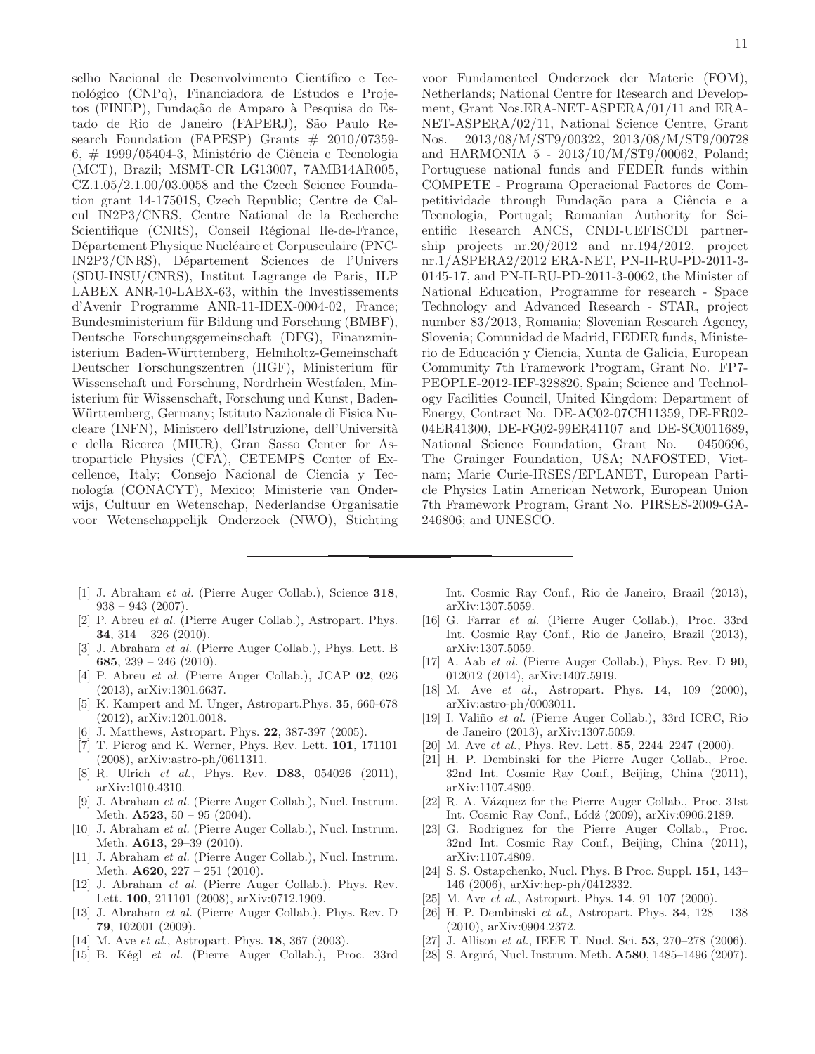selho Nacional de Desenvolvimento Científico e Tecnológico (CNPq), Financiadora de Estudos e Projetos (FINEP), Fundação de Amparo à Pesquisa do Estado de Rio de Janeiro (FAPERJ), São Paulo Research Foundation (FAPESP) Grants # 2010/07359-6, # 1999/05404-3, Ministério de Ciência e Tecnologia (MCT), Brazil; MSMT-CR LG13007, 7AMB14AR005, CZ.1.05/2.1.00/03.0058 and the Czech Science Foundation grant 14-17501S, Czech Republic; Centre de Calcul IN2P3/CNRS, Centre National de la Recherche Scientifique (CNRS), Conseil Régional Ile-de-France, Département Physique Nucléaire et Corpusculaire (PNC-IN2P3/CNRS), Département Sciences de l'Univers (SDU-INSU/CNRS), Institut Lagrange de Paris, ILP LABEX ANR-10-LABX-63, within the Investissements d'Avenir Programme ANR-11-IDEX-0004-02, France; Bundesministerium für Bildung und Forschung (BMBF), Deutsche Forschungsgemeinschaft (DFG), Finanzministerium Baden-Württemberg, Helmholtz-Gemeinschaft Deutscher Forschungszentren (HGF), Ministerium für Wissenschaft und Forschung, Nordrhein Westfalen, Ministerium für Wissenschaft, Forschung und Kunst, Baden-Württemberg, Germany; Istituto Nazionale di Fisica Nucleare (INFN), Ministero dell'Istruzione, dell'Università e della Ricerca (MIUR), Gran Sasso Center for Astroparticle Physics (CFA), CETEMPS Center of Excellence, Italy; Consejo Nacional de Ciencia y Tecnología (CONACYT), Mexico; Ministerie van Onderwijs, Cultuur en Wetenschap, Nederlandse Organisatie voor Wetenschappelijk Onderzoek (NWO), Stichting voor Fundamenteel Onderzoek der Materie (FOM), Netherlands; National Centre for Research and Development, Grant Nos.ERA-NET-ASPERA/01/11 and ERA-NET-ASPERA/02/11, National Science Centre, Grant Nos. 2013/08/M/ST9/00322, 2013/08/M/ST9/00728 and HARMONIA 5 - 2013/10/M/ST9/00062, Poland; Portuguese national funds and FEDER funds within COMPETE - Programa Operacional Factores de Competitividade through Fundação para a Ciência e a Tecnologia, Portugal; Romanian Authority for Scientific Research ANCS, CNDI-UEFISCDI partnership projects nr.20/2012 and nr.194/2012, project nr.1/ASPERA2/2012 ERA-NET, PN-II-RU-PD-2011-3-0145-17, and PN-II-RU-PD-2011-3-0062, the Minister of National Education, Programme for research - Space Technology and Advanced Research - STAR, project number 83/2013, Romania; Slovenian Research Agency, Slovenia; Comunidad de Madrid, FEDER funds, Ministerio de Educación y Ciencia, Xunta de Galicia, European Community 7th Framework Program, Grant No. FP7-PEOPLE-2012-IEF-328826, Spain; Science and Technology Facilities Council, United Kingdom; Department of Energy, Contract No. DE-AC02-07CH11359, DE-FR02-04ER41300, DE-FG02-99ER41107 and DE-SC0011689, National Science Foundation, Grant No. 0450696, The Grainger Foundation, USA; NAFOSTED, Vietnam; Marie Curie-IRSES/EPLANET, European Particle Physics Latin American Network, European Union 7th Framework Program, Grant No. PIRSES-2009-GA-246806; and UNESCO.

---

[1] J. Abraham *et al.* (Pierre Auger Collab.), Science **318**, 938 – 943 (2007).

[2] P. Abreu *et al.* (Pierre Auger Collab.), Astropart. Phys. **34**, 314 – 326 (2010).

[3] J. Abraham *et al.* (Pierre Auger Collab.), Phys. Lett. B **685**, 239 – 246 (2010).

[4] P. Abreu *et al.* (Pierre Auger Collab.), JCAP **02**, 026 (2013), arXiv:1301.6637.

[5] K. Kampert and M. Unger, Astropart.Phys. **35**, 660-678 (2012), arXiv:1201.0018.

[6] J. Matthews, Astropart. Phys. **22**, 387-397 (2005).

[7] T. Pierog and K. Werner, Phys. Rev. Lett. **101**, 171101 (2008), arXiv:astro-ph/0611311.

[8] R. Ulrich *et al.*, Phys. Rev. **D83**, 054026 (2011), arXiv:1010.4310.

[9] J. Abraham *et al.* (Pierre Auger Collab.), Nucl. Instrum. Meth. **A523**, 50 – 95 (2004).

[10] J. Abraham *et al.* (Pierre Auger Collab.), Nucl. Instrum. Meth. **A613**, 29–39 (2010).

[11] J. Abraham *et al.* (Pierre Auger Collab.), Nucl. Instrum. Meth. **A620**, 227 – 251 (2010).

[12] J. Abraham *et al.* (Pierre Auger Collab.), Phys. Rev. Lett. **100**, 211101 (2008), arXiv:0712.1909.

[13] J. Abraham *et al.* (Pierre Auger Collab.), Phys. Rev. D **79**, 102001 (2009).

[14] M. Ave *et al.*, Astropart. Phys. **18**, 367 (2003).

[15] B. Kégl *et al.* (Pierre Auger Collab.), Proc. 33rd Int. Cosmic Ray Conf., Rio de Janeiro, Brazil (2013), arXiv:1307.5059.

[16] G. Farrar *et al.* (Pierre Auger Collab.), Proc. 33rd Int. Cosmic Ray Conf., Rio de Janeiro, Brazil (2013), arXiv:1307.5059.

[17] A. Aab *et al.* (Pierre Auger Collab.), Phys. Rev. D **90**, 012012 (2014), arXiv:1407.5919.

[18] M. Ave *et al.*, Astropart. Phys. **14**, 109 (2000), arXiv:astro-ph/0003011.

[19] I. Valiño *et al.* (Pierre Auger Collab.), 33rd ICRC, Rio de Janeiro (2013), arXiv:1307.5059.

[20] M. Ave *et al.*, Phys. Rev. Lett. **85**, 2244–2247 (2000).

[21] H. P. Dembinski for the Pierre Auger Collab., Proc. 32nd Int. Cosmic Ray Conf., Beijing, China (2011), arXiv:1107.4809.

[22] R. A. Vázquez for the Pierre Auger Collab., Proc. 31st Int. Cosmic Ray Conf., Łódź (2009), arXiv:0906.2189.

[23] G. Rodriguez for the Pierre Auger Collab., Proc. 32nd Int. Cosmic Ray Conf., Beijing, China (2011), arXiv:1107.4809.

[24] S. S. Ostapchenko, Nucl. Phys. B Proc. Suppl. **151**, 143–146 (2006), arXiv:hep-ph/0412332.

[25] M. Ave *et al.*, Astropart. Phys. **14**, 91–107 (2000).

[26] H. P. Dembinski *et al.*, Astropart. Phys. **34**, 128 – 138 (2010), arXiv:0904.2372.

[27] J. Allison *et al.*, IEEE T. Nucl. Sci. **53**, 270–278 (2006).

[28] S. Argiró, Nucl. Instrum. Meth. **A580**, 1485–1496 (2007).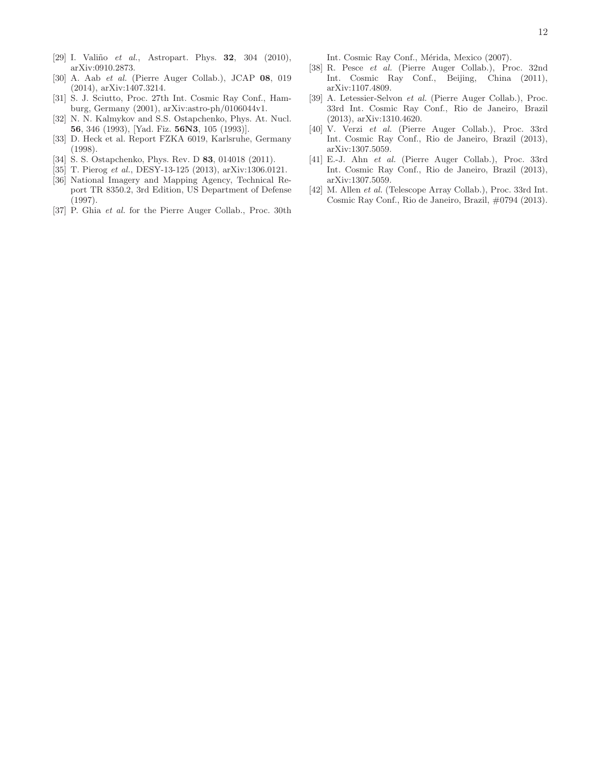[29] I. Valiño *et al.*, Astropart. Phys. **32**, 304 (2010), arXiv:0910.2873.

[30] A. Aab *et al.* (Pierre Auger Collab.), JCAP **08**, 019 (2014), arXiv:1407.3214.

[31] S. J. Sciutto, Proc. 27th Int. Cosmic Ray Conf., Hamburg, Germany (2001), arXiv:astro-ph/0106044v1.

[32] N. N. Kalmykov and S.S. Ostapchenko, Phys. At. Nucl. **56**, 346 (1993), [Yad. Fiz. **56N3**, 105 (1993)].

[33] D. Heck et al. Report FZKA 6019, Karlsruhe, Germany (1998).

[34] S. S. Ostapchenko, Phys. Rev. D **83**, 014018 (2011).

[35] T. Pierog *et al.*, DESY-13-125 (2013), arXiv:1306.0121.

[36] National Imagery and Mapping Agency, Technical Report TR 8350.2, 3rd Edition, US Department of Defense (1997).

[37] P. Ghia *et al.* for the Pierre Auger Collab., Proc. 30th Int. Cosmic Ray Conf., Mérida, Mexico (2007).

[38] R. Pesce *et al.* (Pierre Auger Collab.), Proc. 32nd Int. Cosmic Ray Conf., Beijing, China (2011), arXiv:1107.4809.

[39] A. Letessier-Selvon *et al.* (Pierre Auger Collab.), Proc. 33rd Int. Cosmic Ray Conf., Rio de Janeiro, Brazil (2013), arXiv:1310.4620.

[40] V. Verzi *et al.* (Pierre Auger Collab.), Proc. 33rd Int. Cosmic Ray Conf., Rio de Janeiro, Brazil (2013), arXiv:1307.5059.

[41] E.-J. Ahn *et al.* (Pierre Auger Collab.), Proc. 33rd Int. Cosmic Ray Conf., Rio de Janeiro, Brazil (2013), arXiv:1307.5059.

[42] M. Allen *et al.* (Telescope Array Collab.), Proc. 33rd Int. Cosmic Ray Conf., Rio de Janeiro, Brazil, #0794 (2013).